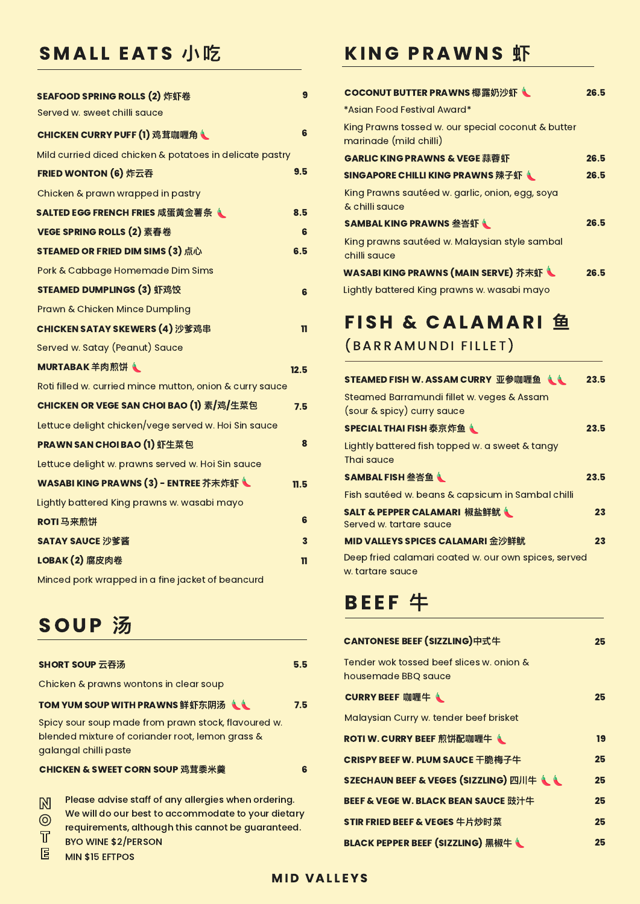## SMALL EATS 小吃

**SEAFOOD SPRING ROLLS (2) 炸虾卷** — 9
Served w. sweet chilli sauce

**CHICKEN CURRY PUFF (1) 鸡茸咖喱角** 🌶 — 6
Mild curried diced chicken & potatoes in delicate pastry

**FRIED WONTON (6) 炸云吞** — 9.5
Chicken & prawn wrapped in pastry

**SALTED EGG FRENCH FRIES 咸蛋黄金薯条** 🌶 — 8.5

**VEGE SPRING ROLLS (2) 素春卷** — 6

**STEAMED OR FRIED DIM SIMS (3) 点心** — 6.5
Pork & Cabbage Homemade Dim Sims

**STEAMED DUMPLINGS (3) 虾鸡饺** — 6
Prawn & Chicken Mince Dumpling

**CHICKEN SATAY SKEWERS (4) 沙爹鸡串** — 11
Served w. Satay (Peanut) Sauce

**MURTABAK 羊肉煎饼** 🌶 — 12.5
Roti filled w. curried mince mutton, onion & curry sauce

**CHICKEN OR VEGE SAN CHOI BAO (1) 素/鸡/生菜包** — 7.5
Lettuce delight chicken/vege served w. Hoi Sin sauce

**PRAWN SAN CHOI BAO (1) 虾生菜包** — 8
Lettuce delight w. prawns served w. Hoi Sin sauce

**WASABI KING PRAWNS (3) - ENTREE 芥末炸虾** 🌶 — 11.5
Lightly battered King prawns w. wasabi mayo

**ROTI 马来煎饼** — 6

**SATAY SAUCE 沙爹酱** — 3

**LOBAK (2) 腐皮肉卷** — 11
Minced pork wrapped in a fine jacket of beancurd

## SOUP 汤

**SHORT SOUP 云吞汤** — 5.5
Chicken & prawns wontons in clear soup

**TOM YUM SOUP WITH PRAWNS 鲜虾东阴汤** 🌶🌶 — 7.5
Spicy sour soup made from prawn stock, flavoured w. blended mixture of coriander root, lemon grass & galangal chilli paste

**CHICKEN & SWEET CORN SOUP 鸡茸黍米羹** — 6

**NOTE**
Please advise staff of any allergies when ordering. We will do our best to accommodate to your dietary requirements, although this cannot be guaranteed.
BYO WINE $2/PERSON
MIN $15 EFTPOS

## KING PRAWNS 虾

**COCONUT BUTTER PRAWNS 椰露奶沙虾** 🌶 — 26.5
*Asian Food Festival Award*
King Prawns tossed w. our special coconut & butter marinade (mild chilli)

**GARLIC KING PRAWNS & VEGE 蒜蓉虾** — 26.5

**SINGAPORE CHILLI KING PRAWNS 辣子虾** 🌶 — 26.5
King Prawns sautéed w. garlic, onion, egg, soya & chilli sauce

**SAMBAL KING PRAWNS 叁峇虾** 🌶 — 26.5
King prawns sautéed w. Malaysian style sambal chilli sauce

**WASABI KING PRAWNS (MAIN SERVE) 芥末虾** 🌶 — 26.5
Lightly battered King prawns w. wasabi mayo

## FISH & CALAMARI 鱼 (BARRAMUNDI FILLET)

**STEAMED FISH W. ASSAM CURRY 亚参咖喱鱼** 🌶🌶 — 23.5
Steamed Barramundi fillet w. veges & Assam (sour & spicy) curry sauce

**SPECIAL THAI FISH 泰京炸鱼** 🌶 — 23.5
Lightly battered fish topped w. a sweet & tangy Thai sauce

**SAMBAL FISH 叁峇鱼** 🌶 — 23.5
Fish sautéed w. beans & capsicum in Sambal chilli

**SALT & PEPPER CALAMARI 椒盐鲜鱿** 🌶 — 23
Served w. tartare sauce

**MID VALLEYS SPICES CALAMARI 金沙鲜鱿** — 23
Deep fried calamari coated w. our own spices, served w. tartare sauce

## BEEF 牛

**CANTONESE BEEF (SIZZLING)中式牛** — 25
Tender wok tossed beef slices w. onion & housemade BBQ sauce

**CURRY BEEF 咖喱牛** 🌶 — 25
Malaysian Curry w. tender beef brisket

**ROTI W. CURRY BEEF 煎饼配咖喱牛** 🌶 — 19

**CRISPY BEEF W. PLUM SAUCE 干脆梅子牛** — 25

**SZECHAUN BEEF & VEGES (SIZZLING) 四川牛** 🌶🌶 — 25

**BEEF & VEGE W. BLACK BEAN SAUCE 豉汁牛** — 25

**STIR FRIED BEEF & VEGES 牛片炒时菜** — 25

**BLACK PEPPER BEEF (SIZZLING) 黑椒牛** 🌶 — 25

MID VALLEYS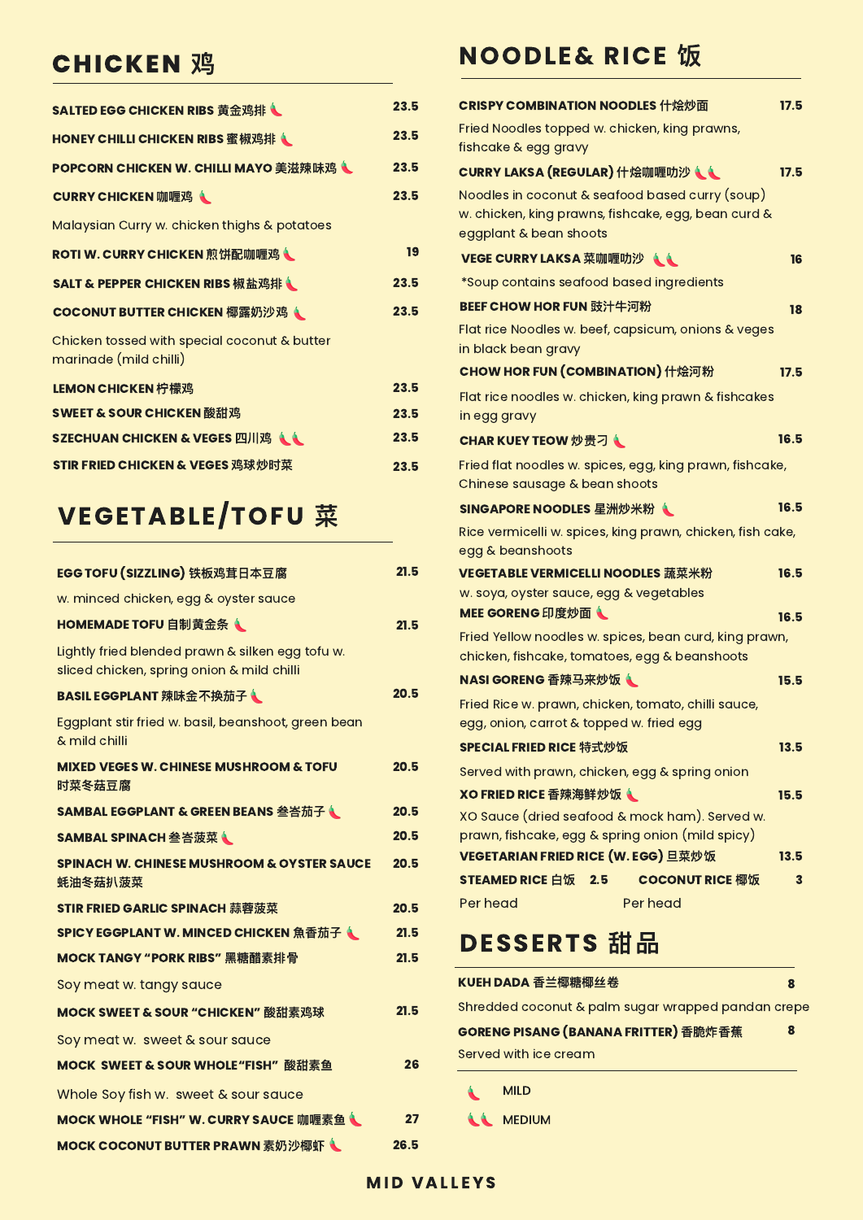## CHICKEN 鸡

**SALTED EGG CHICKEN RIBS 黄金鸡排** 🌶 — 23.5

**HONEY CHILLI CHICKEN RIBS 蜜椒鸡排** 🌶 — 23.5

**POPCORN CHICKEN W. CHILLI MAYO 美滋辣味鸡** 🌶 — 23.5

**CURRY CHICKEN 咖喱鸡** 🌶 — 23.5

Malaysian Curry w. chicken thighs & potatoes

**ROTI W. CURRY CHICKEN 煎饼配咖喱鸡** 🌶 — 19

**SALT & PEPPER CHICKEN RIBS 椒盐鸡排** 🌶 — 23.5

**COCONUT BUTTER CHICKEN 椰露奶沙鸡** 🌶 — 23.5

Chicken tossed with special coconut & butter marinade (mild chilli)

**LEMON CHICKEN 柠檬鸡** — 23.5

**SWEET & SOUR CHICKEN 酸甜鸡** — 23.5

**SZECHUAN CHICKEN & VEGES 四川鸡** 🌶🌶 — 23.5

**STIR FRIED CHICKEN & VEGES 鸡球炒时菜** — 23.5

## VEGETABLE/TOFU 菜

**EGG TOFU (SIZZLING) 铁板鸡茸日本豆腐** — 21.5

w. minced chicken, egg & oyster sauce

**HOMEMADE TOFU 自制黄金条** 🌶 — 21.5

Lightly fried blended prawn & silken egg tofu w. sliced chicken, spring onion & mild chilli

**BASIL EGGPLANT 辣味金不换茄子** 🌶 — 20.5

Eggplant stir fried w. basil, beanshoot, green bean & mild chilli

**MIXED VEGES W. CHINESE MUSHROOM & TOFU 时菜冬菇豆腐** — 20.5

**SAMBAL EGGPLANT & GREEN BEANS 叁峇茄子** 🌶 — 20.5

**SAMBAL SPINACH 叁峇菠菜** 🌶 — 20.5

**SPINACH W. CHINESE MUSHROOM & OYSTER SAUCE 蚝油冬菇扒菠菜** — 20.5

**STIR FRIED GARLIC SPINACH 蒜蓉菠菜** — 20.5

**SPICY EGGPLANT W. MINCED CHICKEN 魚香茄子** 🌶 — 21.5

**MOCK TANGY "PORK RIBS" 黑糖醋素排骨** — 21.5

Soy meat w. tangy sauce

**MOCK SWEET & SOUR "CHICKEN" 酸甜素鸡球** — 21.5

Soy meat w. sweet & sour sauce

**MOCK SWEET & SOUR WHOLE "FISH" 酸甜素鱼** — 26

Whole Soy fish w. sweet & sour sauce

**MOCK WHOLE "FISH" W. CURRY SAUCE 咖喱素鱼** 🌶 — 27

**MOCK COCONUT BUTTER PRAWN 素奶沙椰虾** 🌶 — 26.5

## NOODLE& RICE 饭

**CRISPY COMBINATION NOODLES 什烩炒面** — 17.5

Fried Noodles topped w. chicken, king prawns, fishcake & egg gravy

**CURRY LAKSA (REGULAR) 什烩咖喱叻沙** 🌶🌶 — 17.5

Noodles in coconut & seafood based curry (soup) w. chicken, king prawns, fishcake, egg, bean curd & eggplant & bean shoots

**VEGE CURRY LAKSA 菜咖喱叻沙** 🌶🌶 — 16

*Soup contains seafood based ingredients

**BEEF CHOW HOR FUN 豉汁牛河粉** — 18

Flat rice Noodles w. beef, capsicum, onions & veges in black bean gravy

**CHOW HOR FUN (COMBINATION) 什烩河粉** — 17.5

Flat rice noodles w. chicken, king prawn & fishcakes in egg gravy

**CHAR KUEY TEOW 炒贵刁** 🌶 — 16.5

Fried flat noodles w. spices, egg, king prawn, fishcake, Chinese sausage & bean shoots

**SINGAPORE NOODLES 星洲炒米粉** 🌶 — 16.5

Rice vermicelli w. spices, king prawn, chicken, fish cake, egg & beanshoots

**VEGETABLE VERMICELLI NOODLES 蔬菜米粉** — 16.5

w. soya, oyster sauce, egg & vegetables

**MEE GORENG 印度炒面** 🌶 — 16.5

Fried Yellow noodles w. spices, bean curd, king prawn, chicken, fishcake, tomatoes, egg & beanshoots

**NASI GORENG 香辣马来炒饭** 🌶 — 15.5

Fried Rice w. prawn, chicken, tomato, chilli sauce, egg, onion, carrot & topped w. fried egg

**SPECIAL FRIED RICE 特式炒饭** — 13.5

Served with prawn, chicken, egg & spring onion

**XO FRIED RICE 香辣海鲜炒饭** 🌶 — 15.5

XO Sauce (dried seafood & mock ham). Served w. prawn, fishcake, egg & spring onion (mild spicy)

**VEGETARIAN FRIED RICE (W. EGG) 旦菜炒饭** — 13.5

**STEAMED RICE 白饭** — 2.5
Per head

**COCONUT RICE 椰饭** — 3
Per head

## DESSERTS 甜品

**KUEH DADA 香兰椰糖椰丝卷** — 8

Shredded coconut & palm sugar wrapped pandan crepe

**GORENG PISANG (BANANA FRITTER) 香脆炸香蕉** — 8

Served with ice cream

🌶 MILD

🌶🌶 MEDIUM

**MID VALLEYS**